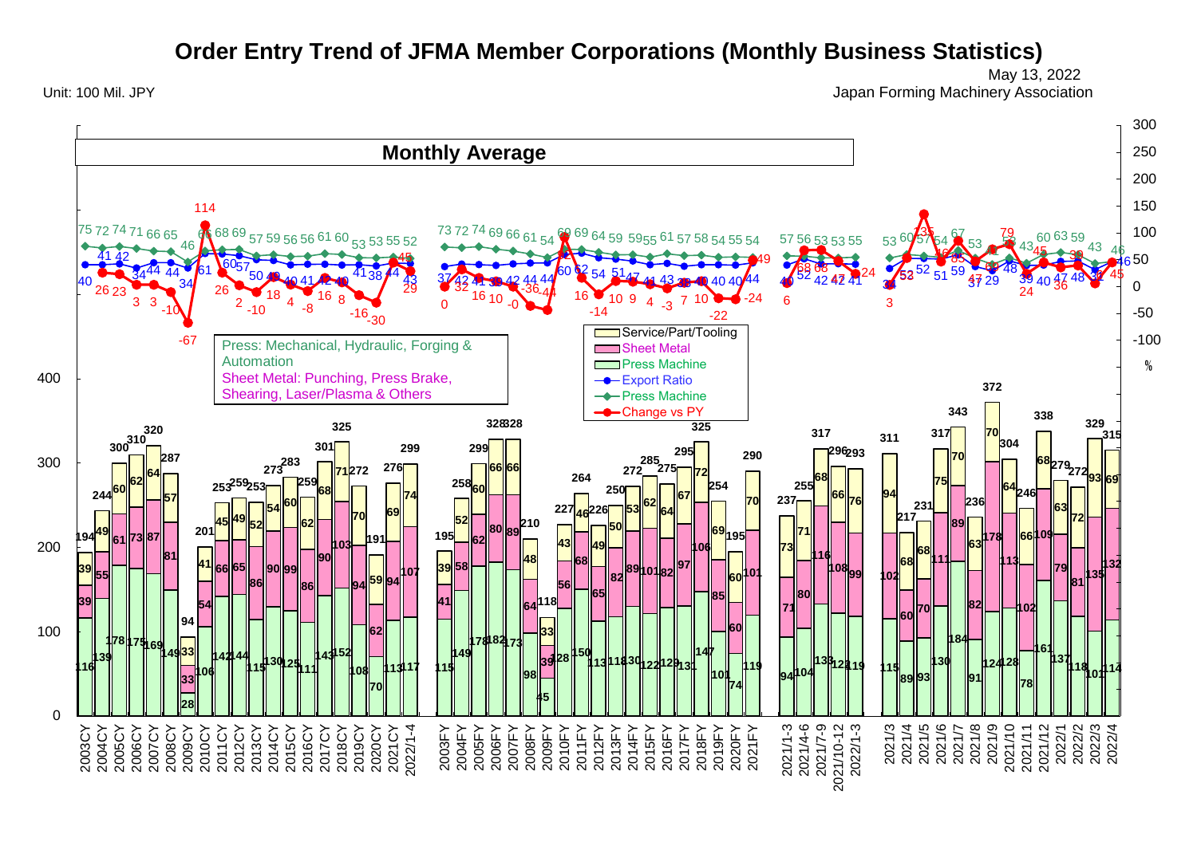# Order Entry Trend of JFMA Member Corporations (Monthly Business Statistics)

May 13, 2022

Unit: 100 Mil. JPY

Japan Forming Machinery Association

## Monthly Average

Press: Mechanical, Hydraulic, Forging & Automation

Sheet Metal: Punching, Press Brake, Shearing, Laser/Plasma & Others

Legend: Service/Part/Tooling; Sheet Metal; Press Machine (bars, left axis: 100 Mil. JPY); Export Ratio; Press Machine; Change vs PY (lines, right axis: %)

| Period | Total | Press Machine | Sheet Metal | Service/Part/Tooling | Press Machine (%) | Export Ratio (%) | Change vs PY (%) |
|---|---|---|---|---|---|---|---|
| 2003CY | 194 | 116 | 39 | 39 | 75 | 40 | |
| 2004CY | 244 | 139 | 55 | 49 | 72 | 41 | 26 |
| 2005CY | 300 | 178 | 61 | 60 | 74 | 42 | 23 |
| 2006CY | 310 | 175 | 73 | 62 | 71 | 34 | 3 |
| 2007CY | 320 | 169 | 87 | 64 | 66 | 44 | 3 |
| 2008CY | 287 | 149 | 81 | 57 | 65 | 44 | -10 |
| 2009CY | 94 | 28 | 33 | 33 | 46 | 34 | -67 |
| 2010CY | 201 | 106 | 54 | 41 | 66 | 61 | 114 |
| 2011CY | 253 | 142 | 66 | 45 | 68 | 60 | 26 |
| 2012CY | 259 | 144 | 65 | 49 | 69 | 57 | 2 |
| 2013CY | 253 | 115 | 86 | 52 | 57 | 50 | -10 |
| 2014CY | 273 | 130 | 90 | 54 | 59 | 49 | 18 |
| 2015CY | 283 | 125 | 99 | 60 | 56 | 40 | 4 |
| 2016CY | 259 | 111 | 86 | 62 | 56 | 41 | -8 |
| 2017CY | 301 | 143 | 90 | 68 | 61 | 42 | 16 |
| 2018CY | 325 | 152 | 103 | 71 | 60 | 40 | 8 |
| 2019CY | 272 | 108 | 94 | 70 | 53 | 41 | -16 |
| 2020CY | 191 | 70 | 62 | 59 | 53 | 38 | -30 |
| 2021CY | 276 | 113 | 94 | 69 | 55 | 44 | 45 |
| 2022/1-4 | 299 | 117 | 107 | 74 | 52 | 43 | 29 |
| 2003FY | 195 | 115 | 41 | 39 | 73 | 37 | 0 |
| 2004FY | 258 | 149 | 58 | 52 | 72 | 42 | 32 |
| 2005FY | 299 | 178 | 62 | 60 | 74 | 41 | 16 |
| 2006FY | 328 | 182 | 80 | 66 | 69 | 39 | 10 |
| 2007FY | 328 | 173 | 89 | 66 | 66 | 42 | -0 |
| 2008FY | 210 | 98 | 64 | 48 | 61 | 44 | -36 |
| 2009FY | 118 | 45 | 39 | 33 | 54 | 44 | -44 |
| 2010FY | 227 | 128 | 56 | 43 | 60 | 60 | |
| 2011FY | 264 | 150 | 68 | 46 | 69 | 62 | 16 |
| 2012FY | 226 | 113 | 65 | 49 | 64 | 54 | -14 |
| 2013FY | 250 | 118 | 82 | 50 | 59 | 51 | 10 |
| 2014FY | 272 | 130 | 89 | 53 | 59 | 47 | 9 |
| 2015FY | 285 | 122 | 101 | 62 | 55 | 41 | 4 |
| 2016FY | 275 | 129 | 82 | 64 | 61 | 43 | -3 |
| 2017FY | 295 | 131 | 97 | 67 | 57 | 38 | 7 |
| 2018FY | 325 | 147 | 106 | 72 | 58 | 40 | 10 |
| 2019FY | 254 | 101 | 85 | 69 | 54 | 40 | -22 |
| 2020FY | 195 | 74 | 60 | 60 | 55 | 40 | -24 |
| 2021FY | 290 | 119 | 101 | 70 | 54 | 44 | 49 |
| 2021/1-3 | 237 | 94 | 71 | 73 | 57 | 40 | 6 |
| 2021/4-6 | 255 | 104 | 80 | 71 | 56 | 52 | 68 |
| 2021/7-9 | 317 | 133 | 116 | 68 | 53 | 42 | 68 |
| 2021/10-12 | 296 | 122 | 108 | 66 | 53 | 42 | 47 |
| 2022/1-3 | 293 | 119 | 99 | 76 | 55 | 41 | 24 |
| 2021/3 | 311 | 115 | 102 | 94 | 53 | 34 | 3 |
| 2021/4 | 217 | 89 | 60 | 68 | 60 | | 53 |
| 2021/5 | 231 | 93 | 70 | 68 | 57 | 52 | 135 |
| 2021/6 | 317 | 130 | 111 | 75 | 54 | 51 | 46 |
| 2021/7 | 343 | 184 | 89 | 70 | 67 | 59 | 85 |
| 2021/8 | 236 | 91 | 82 | 63 | 53 | 37 | 47 |
| 2021/9 | 372 | 124 | 178 | 70 | | 29 | 69 |
| 2021/10 | 304 | 128 | 113 | 64 | | 48 | 79 |
| 2021/11 | 246 | 78 | 102 | 66 | 43 | 39 | 24 |
| 2021/12 | 338 | 161 | 109 | 68 | 60 | | 45 |
| 2022/1 | 279 | 137 | 79 | 63 | 63 | 47 | 36 |
| 2022/2 | 272 | 118 | 81 | 72 | 59 | 48 | 39 |
| 2022/3 | 329 | 101 | 135 | 93 | 43 | 31 | |
| 2022/4 | 315 | 114 | 132 | 69 | 46 | 46 | 45 |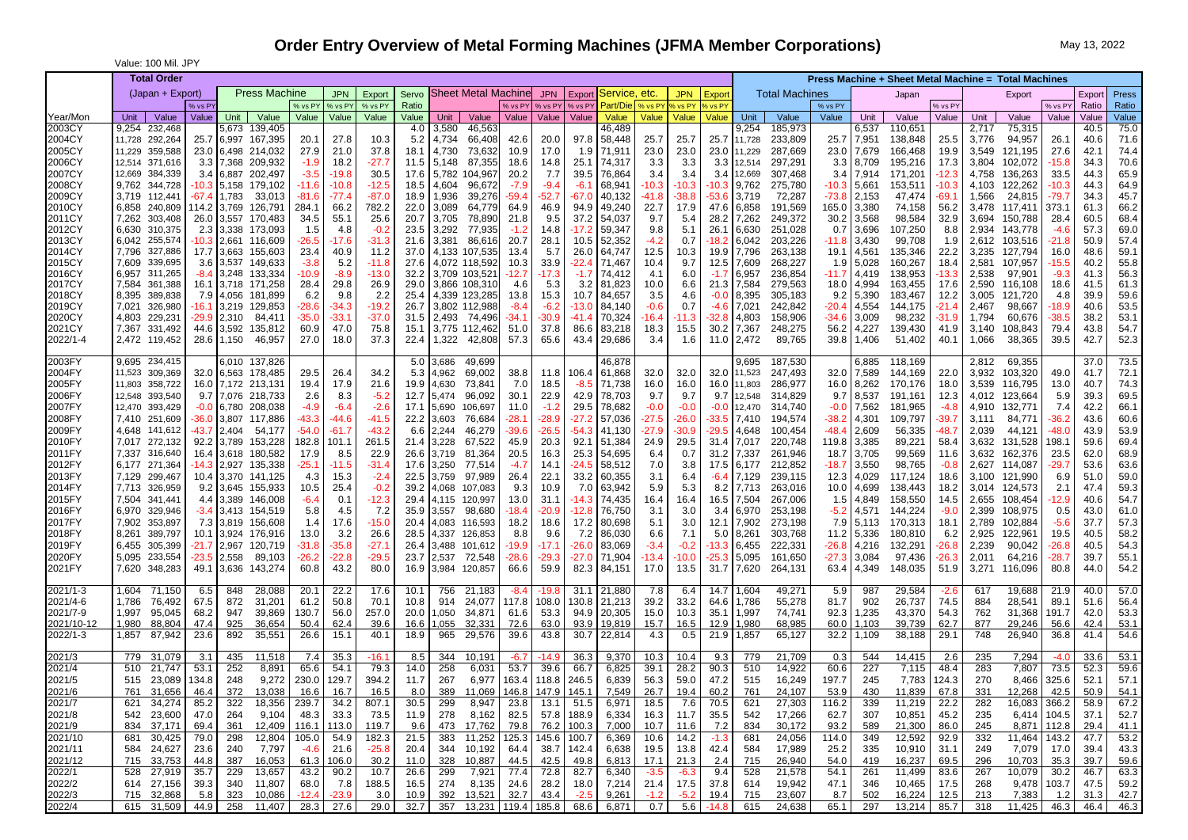# Order Entry Overview of Metal Forming Machines (JFMA Member Corporations)

May 13, 2022

Value: 100 Mil. JPY

| | Total Order | | | | | | | | | | | | | | | | | | | Press Machine + Sheet Metal Machine = Total Machines | | | | | | | | | | |
|---|---|---|---|---|---|---|---|---|---|---|---|---|---|---|---|---|---|---|---|---|---|---|---|---|---|---|---|---|---|
| | (Japan + Export) | | | Press Machine | | | JPN | Export | Servo | Sheet Metal Machine | | | JPN | Export | Service, etc. | | JPN | Export | Total Machines | | | Japan | | | Export | | | Export | Press |
| | | | % vs PY | | | % vs PY | % vs PY | % vs PY | Ratio | | | % vs PY | % vs PY | % vs PY | Part/Die | % vs PY | % vs PY | % vs PY | | | % vs PY | | | % vs PY | | | % vs PY | Ratio | Ratio |
| Year/Mon | Unit | Value | Value | Unit | Value | Value | Value | Value | Value | Unit | Value | Value | Value | Value | Value | Value | Value | Value | Unit | Value | Value | Unit | Value | Value | Unit | Value | Value | Value | Value |
| 2003CY | 9,254 | 232,468 | | 5,673 | 139,405 | | | | 4.0 | 3,580 | 46,563 | | | | 46,489 | | | | 9,254 | 185,973 | | 6,537 | 110,651 | | 2,717 | 75,315 | | 40.5 | 75.0 |
| 2004CY | 11,728 | 292,264 | 25.7 | 6,997 | 167,395 | 20.1 | 27.8 | 10.3 | 5.2 | 4,734 | 66,408 | 42.6 | 20.0 | 97.8 | 58,448 | 25.7 | 25.7 | 25.7 | 11,728 | 233,809 | 25.7 | 7,951 | 138,848 | 25.5 | 3,776 | 94,957 | 26.1 | 40.6 | 71.6 |
| 2005CY | 11,229 | 359,588 | 23.0 | 6,498 | 214,032 | 27.9 | 21.0 | 37.8 | 18.1 | 4,730 | 73,632 | 10.9 | 17.0 | 1.9 | 71,911 | 23.0 | 23.0 | 23.0 | 11,229 | 287,669 | 23.0 | 7,679 | 166,468 | 19.9 | 3,549 | 121,195 | 27.6 | 42.1 | 74.4 |
| 2006CY | 12,514 | 371,616 | 3.3 | 7,368 | 209,932 | -1.9 | 18.2 | -27.7 | 11.5 | 5,148 | 87,355 | 18.6 | 14.8 | 25.1 | 74,317 | 3.3 | 3.3 | 3.3 | 12,514 | 297,291 | 3.3 | 8,709 | 195,216 | 17.3 | 3,804 | 102,072 | -15.8 | 34.3 | 70.6 |
| 2007CY | 12,669 | 384,339 | 3.4 | 6,887 | 202,497 | -3.5 | -19.8 | 30.5 | 17.6 | 5,782 | 104,967 | 20.2 | 7.7 | 39.5 | 76,864 | 3.4 | 3.4 | 3.4 | 12,669 | 307,468 | 3.4 | 7,914 | 171,201 | -12.3 | 4,758 | 136,263 | 33.5 | 44.3 | 65.9 |
| 2008CY | 9,762 | 344,728 | -10.3 | 5,158 | 179,102 | -11.6 | -10.8 | -12.5 | 18.5 | 4,604 | 96,672 | -7.9 | -9.4 | -6.1 | 68,941 | -10.3 | -10.3 | -10.3 | 9,762 | 275,780 | -10.3 | 5,661 | 153,511 | -10.3 | 4,103 | 122,262 | -10.3 | 44.3 | 64.9 |
| 2009CY | 3,719 | 112,441 | -67.4 | 1,783 | 33,013 | -81.6 | -77.4 | -87.0 | 18.9 | 1,936 | 39,276 | -59.4 | -52.7 | -67.0 | 40,132 | -41.8 | -38.8 | -53.6 | 3,719 | 72,287 | -73.8 | 2,153 | 47,474 | -69.1 | 1,566 | 24,815 | -79.7 | 34.3 | 45.7 |
| 2010CY | 6,858 | 240,809 | 114.2 | 3,769 | 126,791 | 284.1 | 66.2 | 782.2 | 22.0 | 3,089 | 64,779 | 64.9 | 46.9 | 94.9 | 49,240 | 22.7 | 17.9 | 47.6 | 6,858 | 191,569 | 165.0 | 3,380 | 74,158 | 56.2 | 3,478 | 117,411 | 373.1 | 61.3 | 66.2 |
| 2011CY | 7,262 | 303,408 | 26.0 | 3,557 | 170,483 | 34.5 | 55.1 | 25.6 | 20.7 | 3,705 | 78,890 | 21.8 | 9.5 | 37.2 | 54,037 | 9.7 | 5.4 | 28.2 | 7,262 | 249,372 | 30.2 | 3,568 | 98,584 | 32.9 | 3,694 | 150,788 | 28.4 | 60.5 | 68.4 |
| 2012CY | 6,630 | 310,375 | 2.3 | 3,338 | 173,093 | 1.5 | 4.8 | -0.2 | 23.5 | 3,292 | 77,935 | -1.2 | 14.8 | -17.2 | 59,347 | 9.8 | 5.1 | 26.1 | 6,630 | 251,028 | 0.7 | 3,696 | 107,250 | 8.8 | 2,934 | 143,778 | -4.6 | 57.3 | 69.0 |
| 2013CY | 6,042 | 255,574 | -10.3 | 2,661 | 116,609 | -26.5 | -17.6 | -31.3 | 21.6 | 3,381 | 86,616 | 20.7 | 28.1 | 10.5 | 52,352 | -4.2 | 0.7 | -18.2 | 6,042 | 203,226 | -11.8 | 3,430 | 99,708 | 1.9 | 2,612 | 103,516 | -21.8 | 50.9 | 57.4 |
| 2014CY | 7,796 | 327,886 | 17.7 | 3,663 | 155,603 | 23.4 | 40.9 | 11.2 | 37.0 | 4,133 | 107,535 | 13.4 | 5.7 | 26.0 | 64,747 | 12.5 | 10.3 | 19.9 | 7,796 | 263,138 | 19.1 | 4,561 | 135,346 | 22.2 | 3,235 | 127,794 | 16.0 | 48.6 | 59.1 |
| 2015CY | 7,609 | 339,695 | 3.6 | 3,537 | 149,633 | -3.8 | 5.2 | -11.8 | 27.6 | 4,072 | 118,592 | 10.3 | 33.9 | -22.4 | 71,467 | 10.4 | 9.7 | 12.5 | 7,609 | 268,227 | 1.9 | 5,028 | 160,267 | 18.4 | 2,581 | 107,957 | -15.5 | 40.2 | 55.8 |
| 2016CY | 6,957 | 311,265 | -8.4 | 3,248 | 133,334 | -10.9 | -8.9 | -13.0 | 32.2 | 3,709 | 103,521 | -12.7 | -17.3 | -1.7 | 74,412 | 4.1 | 6.0 | -1.7 | 6,957 | 236,854 | -11.7 | 4,419 | 138,953 | -13.3 | 2,538 | 97,901 | -9.3 | 41.3 | 56.3 |
| 2017CY | 7,584 | 361,388 | 16.1 | 3,718 | 171,258 | 28.4 | 29.8 | 26.9 | 29.0 | 3,866 | 108,310 | 4.6 | 5.3 | 3.2 | 81,823 | 10.0 | 6.6 | 21.3 | 7,584 | 279,563 | 18.0 | 4,994 | 163,455 | 17.6 | 2,590 | 116,108 | 18.6 | 41.5 | 61.3 |
| 2018CY | 8,395 | 389,838 | 7.9 | 4,056 | 181,899 | 6.2 | 9.8 | 2.2 | 25.4 | 4,339 | 123,285 | 13.8 | 15.3 | 10.7 | 84,657 | 3.5 | 4.6 | -0.0 | 8,395 | 305,183 | 9.2 | 5,390 | 183,467 | 12.2 | 3,005 | 121,720 | 4.8 | 39.9 | 59.6 |
| 2019CY | 7,021 | 326,980 | -16.1 | 3,219 | 129,853 | -28.6 | -34.3 | -19.2 | 26.7 | 3,802 | 112,988 | -8.4 | -6.2 | -13.0 | 84,140 | -0.6 | 0.7 | -4.6 | 7,021 | 242,842 | -20.4 | 4,554 | 144,175 | -21.4 | 2,467 | 98,667 | -18.9 | 40.6 | 53.5 |
| 2020CY | 4,803 | 229,231 | -29.9 | 2,310 | 84,411 | -35.0 | -33.1 | -37.0 | 31.5 | 2,493 | 74,996 | -34.1 | -30.9 | -41.4 | 70,324 | -16.4 | -11.3 | -32.8 | 4,803 | 158,906 | -34.6 | 3,009 | 98,232 | -31.9 | 1,794 | 60,676 | -38.5 | 38.2 | 53.1 |
| 2021CY | 7,367 | 331,492 | 44.6 | 3,592 | 135,812 | 60.9 | 47.0 | 75.8 | 15.1 | 3,775 | 112,462 | 51.0 | 37.8 | 86.6 | 83,218 | 18.3 | 15.5 | 30.2 | 7,367 | 248,275 | 56.2 | 4,227 | 139,430 | 41.9 | 3,140 | 108,843 | 79.4 | 43.8 | 54.7 |
| 2022/1-4 | 2,472 | 119,452 | 28.6 | 1,150 | 46,957 | 27.0 | 18.0 | 37.3 | 22.4 | 1,322 | 42,808 | 57.3 | 65.6 | 43.4 | 29,686 | 3.4 | 1.6 | 11.0 | 2,472 | 89,765 | 39.8 | 1,406 | 51,402 | 40.1 | 1,066 | 38,365 | 39.5 | 42.7 | 52.3 |
| 2003FY | 9,695 | 234,415 | | 6,010 | 137,826 | | | | 5.0 | 3,686 | 49,699 | | | | 46,878 | | | | 9,695 | 187,530 | | 6,885 | 118,169 | | 2,812 | 69,355 | | 37.0 | 73.5 |
| 2004FY | 11,523 | 309,369 | 32.0 | 6,563 | 178,485 | 29.5 | 26.4 | 34.2 | 5.3 | 4,962 | 69,002 | 38.8 | 11.8 | 106.4 | 61,868 | 32.0 | 32.0 | 32.0 | 11,523 | 247,493 | 32.0 | 7,589 | 144,169 | 22.0 | 3,932 | 103,320 | 49.0 | 41.7 | 72.1 |
| 2005FY | 11,803 | 358,722 | 16.0 | 7,172 | 213,131 | 19.4 | 17.9 | 21.6 | 19.9 | 4,630 | 73,841 | 7.0 | 18.5 | -8.5 | 71,738 | 16.0 | 16.0 | 16.0 | 11,803 | 286,977 | 16.0 | 8,262 | 170,176 | 18.0 | 3,539 | 116,795 | 13.0 | 40.7 | 74.3 |
| 2006FY | 12,548 | 393,540 | 9.7 | 7,076 | 218,733 | 2.6 | 8.3 | -5.2 | 12.7 | 5,474 | 96,092 | 30.1 | 22.9 | 42.9 | 78,703 | 9.7 | 9.7 | 9.7 | 12,548 | 314,829 | 9.7 | 8,537 | 191,161 | 12.3 | 4,012 | 123,664 | 5.9 | 39.3 | 69.5 |
| 2007FY | 12,470 | 393,429 | -0.0 | 6,780 | 208,038 | -4.9 | -6.4 | -2.6 | 17.1 | 5,690 | 106,697 | 11.0 | -1.2 | 29.5 | 78,682 | -0.0 | -0.0 | -0.0 | 12,470 | 314,740 | -0.0 | 7,562 | 181,965 | -4.8 | 4,910 | 132,771 | 7.4 | 42.2 | 66.1 |
| 2008FY | 7,410 | 251,609 | -36.0 | 3,807 | 117,886 | -43.3 | -44.6 | -41.5 | 22.2 | 3,603 | 76,684 | -28.1 | -28.9 | -27.2 | 57,036 | -27.5 | -26.0 | -33.5 | 7,410 | 194,574 | -38.2 | 4,301 | 109,797 | -39.7 | 3,111 | 84,771 | -36.2 | 43.6 | 60.6 |
| 2009FY | 4,648 | 141,612 | -43.7 | 2,404 | 54,177 | -54.0 | -61.7 | -43.2 | 6.6 | 2,244 | 46,279 | -39.6 | -26.5 | -54.3 | 41,130 | -27.9 | -30.9 | -29.5 | 4,648 | 100,454 | -48.4 | 2,609 | 56,335 | -48.7 | 2,039 | 44,121 | -48.0 | 43.9 | 53.9 |
| 2010FY | 7,017 | 272,132 | 92.2 | 3,789 | 153,228 | 182.8 | 101.1 | 261.5 | 21.4 | 3,228 | 67,522 | 45.9 | 20.3 | 92.1 | 51,384 | 24.9 | 29.5 | 31.4 | 7,017 | 220,748 | 119.8 | 3,385 | 89,221 | 58.4 | 3,632 | 131,528 | 198.1 | 59.6 | 69.4 |
| 2011FY | 7,337 | 316,640 | 16.4 | 3,618 | 180,582 | 17.9 | 8.5 | 22.9 | 26.6 | 3,719 | 81,364 | 20.5 | 16.3 | 25.3 | 54,695 | 6.4 | 0.7 | 31.2 | 7,337 | 261,946 | 18.7 | 3,705 | 99,569 | 11.6 | 3,632 | 162,376 | 23.5 | 62.0 | 68.9 |
| 2012FY | 6,177 | 271,364 | -14.3 | 2,927 | 135,338 | -25.1 | -11.5 | -31.4 | 17.6 | 3,250 | 77,514 | -4.7 | 14.1 | -24.5 | 58,512 | 7.0 | 3.8 | 17.5 | 6,177 | 212,852 | -18.7 | 3,550 | 98,765 | -0.8 | 2,627 | 114,087 | -29.7 | 53.6 | 63.6 |
| 2013FY | 7,129 | 299,467 | 10.4 | 3,370 | 141,125 | 4.3 | 15.3 | -2.4 | 22.5 | 3,759 | 97,989 | 26.4 | 22.1 | 33.2 | 60,355 | 3.1 | 6.4 | -6.4 | 7,129 | 239,115 | 12.3 | 4,029 | 117,124 | 18.6 | 3,100 | 121,990 | 6.9 | 51.0 | 59.0 |
| 2014FY | 7,713 | 326,959 | 9.2 | 3,645 | 155,933 | 10.5 | 25.4 | -0.2 | 39.2 | 4,068 | 107,083 | 9.3 | 10.9 | 7.0 | 63,942 | 5.9 | 5.3 | 8.2 | 7,713 | 263,016 | 10.0 | 4,699 | 138,443 | 18.2 | 3,014 | 124,573 | 2.1 | 47.4 | 59.3 |
| 2015FY | 7,504 | 341,441 | 4.4 | 3,389 | 146,008 | -6.4 | 0.1 | -12.3 | 29.4 | 4,115 | 120,997 | 13.0 | 31.1 | -14.3 | 74,435 | 16.4 | 16.4 | 16.5 | 7,504 | 267,006 | 1.5 | 4,849 | 158,550 | 14.5 | 2,655 | 108,454 | -12.9 | 40.6 | 54.7 |
| 2016FY | 6,970 | 329,946 | -3.4 | 3,413 | 154,519 | 5.8 | 4.5 | 7.2 | 35.9 | 3,557 | 98,680 | -18.4 | -20.9 | -12.8 | 76,750 | 3.1 | 3.0 | 3.4 | 6,970 | 253,198 | -5.2 | 4,571 | 144,224 | -9.0 | 2,399 | 108,975 | 0.5 | 43.0 | 61.0 |
| 2017FY | 7,902 | 353,897 | 7.3 | 3,819 | 156,608 | 1.4 | 17.6 | -15.0 | 20.4 | 4,083 | 116,593 | 18.2 | 18.6 | 17.2 | 80,698 | 5.1 | 3.0 | 12.1 | 7,902 | 273,198 | 7.9 | 5,113 | 170,313 | 18.1 | 2,789 | 102,884 | -5.6 | 37.7 | 57.3 |
| 2018FY | 8,261 | 389,797 | 10.1 | 3,924 | 176,916 | 13.0 | 3.2 | 26.6 | 28.5 | 4,337 | 126,853 | 8.8 | 9.6 | 7.2 | 86,030 | 6.6 | 7.1 | 5.0 | 8,261 | 303,768 | 11.2 | 5,336 | 180,810 | 6.2 | 2,925 | 122,961 | 19.5 | 40.5 | 58.2 |
| 2019FY | 6,455 | 305,399 | -21.7 | 2,967 | 120,719 | -31.8 | -35.8 | -27.1 | 26.4 | 3,488 | 101,612 | -19.9 | -17.1 | -26.0 | 83,069 | -3.4 | -0.2 | -13.3 | 6,455 | 222,331 | -26.8 | 4,216 | 132,291 | -26.8 | 2,239 | 90,042 | -26.8 | 40.5 | 54.3 |
| 2020FY | 5,095 | 235,554 | -23.5 | 2,558 | 89,103 | -26.2 | -22.8 | -29.5 | 23.7 | 2,537 | 72,548 | -28.6 | -29.3 | -27.0 | 71,904 | -13.4 | -10.0 | -25.3 | 5,095 | 161,650 | -27.3 | 3,084 | 97,436 | -26.3 | 2,011 | 64,216 | -28.7 | 39.7 | 55.1 |
| 2021FY | 7,620 | 348,283 | 49.1 | 3,636 | 143,274 | 60.8 | 43.2 | 80.0 | 16.9 | 3,984 | 120,857 | 66.6 | 59.9 | 82.3 | 84,151 | 17.0 | 13.5 | 31.7 | 7,620 | 264,131 | 63.4 | 4,349 | 148,035 | 51.9 | 3,271 | 116,096 | 80.8 | 44.0 | 54.2 |
| 2021/1-3 | 1,604 | 71,150 | 6.5 | 848 | 28,088 | 20.1 | 22.2 | 17.6 | 10.1 | 756 | 21,183 | -8.4 | -19.8 | 31.1 | 21,880 | 7.8 | 6.4 | 14.7 | 1,604 | 49,271 | 5.9 | 987 | 29,584 | -2.6 | 617 | 19,688 | 21.9 | 40.0 | 57.0 |
| 2021/4-6 | 1,786 | 76,492 | 67.5 | 872 | 31,201 | 61.2 | 50.8 | 70.1 | 10.8 | 914 | 24,077 | 117.8 | 108.0 | 130.8 | 21,213 | 39.2 | 33.2 | 64.6 | 1,786 | 55,278 | 81.7 | 902 | 26,737 | 74.5 | 884 | 28,541 | 89.1 | 51.6 | 56.4 |
| 2021/7-9 | 1,997 | 95,045 | 68.2 | 947 | 39,869 | 130.7 | 56.0 | 257.0 | 20.0 | 1,050 | 34,871 | 61.6 | 53.3 | 94.9 | 20,305 | 15.0 | 10.3 | 35.1 | 1,997 | 74,741 | 92.3 | 1,235 | 43,370 | 54.3 | 762 | 31,368 | 191.7 | 42.0 | 53.3 |
| 2021/10-12 | 1,980 | 88,804 | 47.4 | 925 | 36,654 | 50.4 | 62.4 | 39.6 | 16.6 | 1,055 | 32,331 | 72.6 | 63.0 | 93.9 | 19,819 | 15.7 | 16.5 | 12.9 | 1,980 | 68,985 | 60.0 | 1,103 | 39,739 | 62.7 | 877 | 29,246 | 56.6 | 42.4 | 53.1 |
| 2022/1-3 | 1,857 | 87,942 | 23.6 | 892 | 35,551 | 26.6 | 15.1 | 40.1 | 18.9 | 965 | 29,576 | 39.6 | 43.8 | 30.7 | 22,814 | 4.3 | 0.5 | 21.9 | 1,857 | 65,127 | 32.2 | 1,109 | 38,188 | 29.1 | 748 | 26,940 | 36.8 | 41.4 | 54.6 |
| 2021/3 | 779 | 31,079 | 3.1 | 435 | 11,518 | 7.4 | 35.3 | -16.1 | 8.5 | 344 | 10,191 | -6.7 | -14.9 | 36.3 | 9,370 | 10.3 | 10.4 | 9.3 | 779 | 21,709 | 0.3 | 544 | 14,415 | 2.6 | 235 | 7,294 | -4.0 | 33.6 | 53.1 |
| 2021/4 | 510 | 21,747 | 53.1 | 252 | 8,891 | 65.6 | 54.1 | 79.3 | 14.0 | 258 | 6,031 | 53.7 | 39.6 | 66.7 | 6,825 | 39.1 | 28.2 | 90.3 | 510 | 14,922 | 60.6 | 227 | 7,115 | 48.4 | 283 | 7,807 | 73.5 | 52.3 | 59.6 |
| 2021/5 | 515 | 23,089 | 134.8 | 248 | 9,272 | 230.0 | 129.7 | 394.2 | 11.7 | 267 | 6,977 | 163.4 | 118.8 | 246.5 | 6,839 | 56.3 | 59.0 | 47.2 | 515 | 16,249 | 197.7 | 245 | 7,783 | 124.3 | 270 | 8,466 | 325.6 | 52.1 | 57.1 |
| 2021/6 | 761 | 31,656 | 46.4 | 372 | 13,038 | 16.6 | 16.7 | 16.5 | 8.0 | 389 | 11,069 | 146.8 | 147.9 | 145.1 | 7,549 | 26.7 | 19.4 | 60.2 | 761 | 24,107 | 53.9 | 430 | 11,839 | 67.8 | 331 | 12,268 | 42.5 | 50.9 | 54.1 |
| 2021/7 | 621 | 34,274 | 85.2 | 322 | 18,356 | 239.7 | 34.2 | 807.1 | 30.5 | 299 | 8,947 | 23.8 | 13.1 | 51.5 | 6,971 | 18.5 | 7.6 | 70.5 | 621 | 27,303 | 116.2 | 339 | 11,219 | 22.2 | 282 | 16,083 | 366.2 | 58.9 | 67.2 |
| 2021/8 | 542 | 23,600 | 47.0 | 264 | 9,104 | 48.3 | 33.3 | 73.5 | 11.9 | 278 | 8,162 | 82.5 | 57.8 | 188.9 | 6,334 | 16.3 | 11.7 | 35.5 | 542 | 17,266 | 62.7 | 307 | 10,851 | 45.2 | 235 | 6,414 | 104.5 | 37.1 | 52.7 |
| 2021/9 | 834 | 37,171 | 69.4 | 361 | 12,409 | 116.1 | 113.0 | 119.7 | 9.6 | 473 | 17,762 | 79.8 | 76.2 | 100.3 | 7,000 | 10.7 | 11.6 | 7.2 | 834 | 30,172 | 93.2 | 589 | 21,300 | 86.0 | 245 | 8,871 | 112.8 | 29.4 | 41.1 |
| 2021/10 | 681 | 30,425 | 79.0 | 298 | 12,804 | 105.0 | 54.9 | 182.3 | 21.5 | 383 | 11,252 | 125.3 | 145.6 | 100.7 | 6,369 | 10.6 | 14.2 | -1.3 | 681 | 24,056 | 114.0 | 349 | 12,592 | 92.9 | 332 | 11,464 | 143.2 | 47.7 | 53.2 |
| 2021/11 | 584 | 24,627 | 23.6 | 240 | 7,797 | -4.6 | 21.6 | -25.8 | 20.4 | 344 | 10,192 | 64.4 | 38.7 | 142.4 | 6,638 | 19.5 | 13.8 | 42.4 | 584 | 17,989 | 25.2 | 335 | 10,910 | 31.1 | 249 | 7,079 | 17.0 | 39.4 | 43.3 |
| 2021/12 | 715 | 33,753 | 44.8 | 387 | 16,053 | 61.3 | 106.0 | 30.2 | 11.0 | 328 | 10,887 | 44.5 | 42.5 | 49.8 | 6,813 | 17.1 | 21.3 | 2.4 | 715 | 26,940 | 54.0 | 419 | 16,237 | 69.5 | 296 | 10,703 | 35.3 | 39.7 | 59.6 |
| 2022/1 | 528 | 27,919 | 35.7 | 229 | 13,657 | 43.2 | 90.2 | 10.7 | 26.6 | 299 | 7,921 | 77.4 | 72.8 | 82.7 | 6,340 | -3.5 | -6.3 | 9.4 | 528 | 21,578 | 54.1 | 261 | 11,499 | 83.6 | 267 | 10,079 | 30.2 | 46.7 | 63.3 |
| 2022/2 | 614 | 27,156 | 39.3 | 340 | 11,807 | 68.0 | 7.8 | 188.5 | 16.5 | 274 | 8,135 | 24.6 | 28.2 | 18.0 | 7,214 | 21.4 | 17.5 | 37.8 | 614 | 19,942 | 47.1 | 346 | 10,465 | 17.5 | 268 | 9,478 | 103.7 | 47.5 | 59.2 |
| 2022/3 | 715 | 32,868 | 5.8 | 323 | 10,086 | -12.4 | -23.9 | 3.0 | 10.9 | 392 | 13,521 | 32.7 | 43.4 | -2.5 | 9,261 | -1.2 | -5.2 | 19.4 | 715 | 23,607 | 8.7 | 502 | 16,224 | 12.5 | 213 | 7,383 | 1.2 | 31.3 | 42.7 |
| 2022/4 | 615 | 31,509 | 44.9 | 258 | 11,407 | 28.3 | 27.6 | 29.0 | 32.7 | 357 | 13,231 | 119.4 | 185.8 | 68.6 | 6,871 | 0.7 | 5.6 | -14.8 | 615 | 24,638 | 65.1 | 297 | 13,214 | 85.7 | 318 | 11,425 | 46.3 | 46.4 | 46.3 |